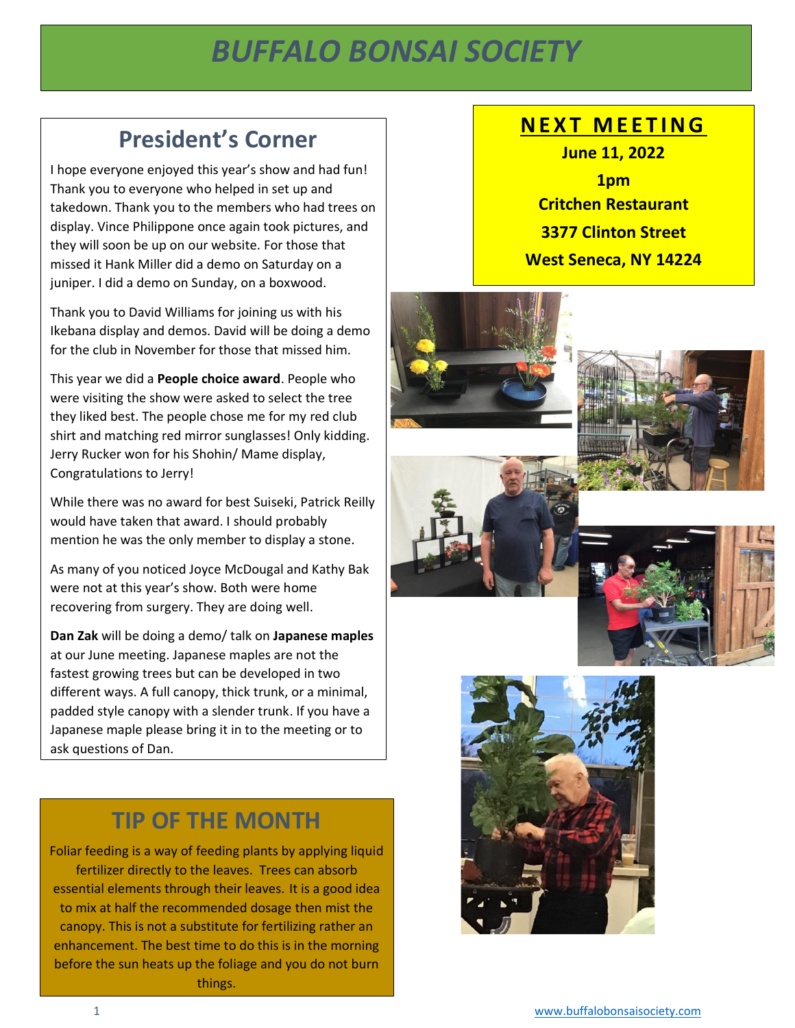# BUFFALO BONSAI SOCIETY

## President's Corner

I hope everyone enjoyed this year's show and had fun! Thank you to everyone who helped in set up and takedown. Thank you to the members who had trees on display. Vince Philippone once again took pictures, and they will soon be up on our website. For those that missed it Hank Miller did a demo on Saturday on a juniper. I did a demo on Sunday, on a boxwood.

Thank you to David Williams for joining us with his Ikebana display and demos. David will be doing a demo for the club in November for those that missed him.

This year we did a **People choice award**. People who were visiting the show were asked to select the tree they liked best. The people chose me for my red club shirt and matching red mirror sunglasses! Only kidding. Jerry Rucker won for his Shohin/ Mame display, Congratulations to Jerry!

While there was no award for best Suiseki, Patrick Reilly would have taken that award. I should probably mention he was the only member to display a stone.

As many of you noticed Joyce McDougal and Kathy Bak were not at this year's show. Both were home recovering from surgery. They are doing well.

**Dan Zak** will be doing a demo/ talk on **Japanese maples** at our June meeting. Japanese maples are not the fastest growing trees but can be developed in two different ways. A full canopy, thick trunk, or a minimal, padded style canopy with a slender trunk. If you have a Japanese maple please bring it in to the meeting or to ask questions of Dan.

## NEXT MEETING

**June 11, 2022**
**1pm**
**Critchen Restaurant**
**3377 Clinton Street**
**West Seneca, NY 14224**

## TIP OF THE MONTH

Foliar feeding is a way of feeding plants by applying liquid fertilizer directly to the leaves. Trees can absorb essential elements through their leaves. It is a good idea to mix at half the recommended dosage then mist the canopy. This is not a substitute for fertilizing rather an enhancement. The best time to do this is in the morning before the sun heats up the foliage and you do not burn things.

www.buffalobonsaisociety.com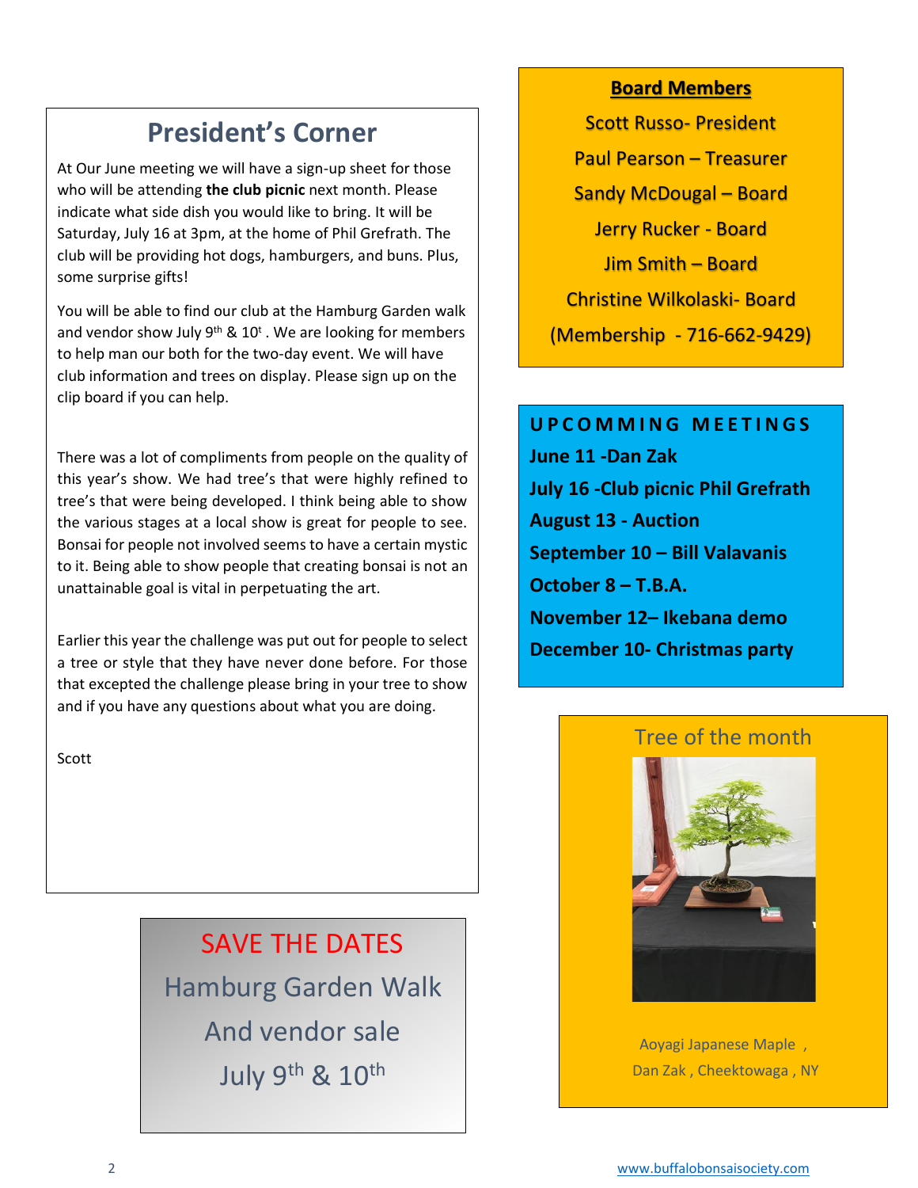## President's Corner

At Our June meeting we will have a sign-up sheet for those who will be attending **the club picnic** next month. Please indicate what side dish you would like to bring. It will be Saturday, July 16 at 3pm, at the home of Phil Grefrath. The club will be providing hot dogs, hamburgers, and buns. Plus, some surprise gifts!

You will be able to find our club at the Hamburg Garden walk and vendor show July 9th & 10t . We are looking for members to help man our both for the two-day event. We will have club information and trees on display. Please sign up on the clip board if you can help.

There was a lot of compliments from people on the quality of this year's show. We had tree's that were highly refined to tree's that were being developed. I think being able to show the various stages at a local show is great for people to see. Bonsai for people not involved seems to have a certain mystic to it. Being able to show people that creating bonsai is not an unattainable goal is vital in perpetuating the art.

Earlier this year the challenge was put out for people to select a tree or style that they have never done before. For those that excepted the challenge please bring in your tree to show and if you have any questions about what you are doing.

Scott

**SAVE THE DATES**

Hamburg Garden Walk

And vendor sale

July 9th & 10th

### Board Members

Scott Russo- President

Paul Pearson – Treasurer

Sandy McDougal – Board

Jerry Rucker - Board

Jim Smith – Board

Christine Wilkolaski- Board

(Membership - 716-662-9429)

### UPCOMMING MEETINGS

**June 11 -Dan Zak**

**July 16 -Club picnic Phil Grefrath**

**August 13 - Auction**

**September 10 – Bill Valavanis**

**October 8 – T.B.A.**

**November 12– Ikebana demo**

**December 10- Christmas party**

### Tree of the month

Aoyagi Japanese Maple ,

Dan Zak , Cheektowaga , NY

www.buffalobonsaisociety.com